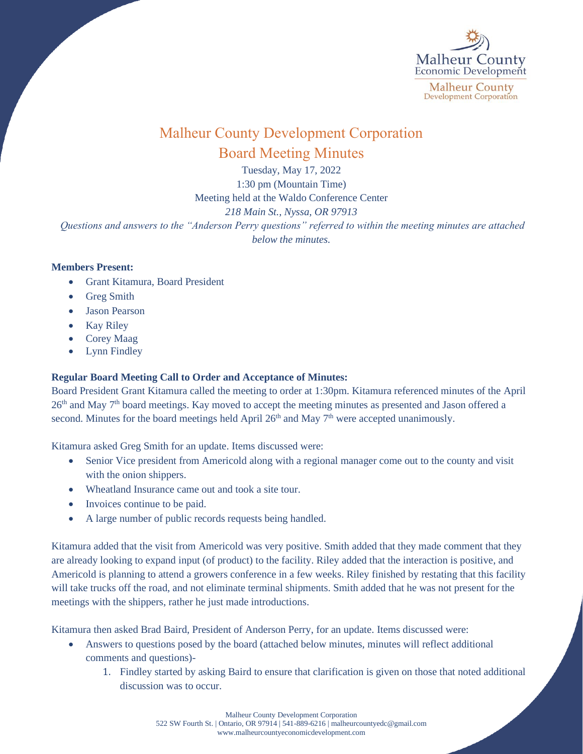# Malheur County Development Corporation

## Board Meeting Minutes

Tuesday, May 17, 2022
1:30 pm (Mountain Time)
Meeting held at the Waldo Conference Center
*218 Main St., Nyssa, OR 97913*

*Questions and answers to the "Anderson Perry questions" referred to within the meeting minutes are attached below the minutes.*

**Members Present:**

- Grant Kitamura, Board President
- Greg Smith
- Jason Pearson
- Kay Riley
- Corey Maag
- Lynn Findley

**Regular Board Meeting Call to Order and Acceptance of Minutes:**

Board President Grant Kitamura called the meeting to order at 1:30pm. Kitamura referenced minutes of the April 26th and May 7th board meetings. Kay moved to accept the meeting minutes as presented and Jason offered a second. Minutes for the board meetings held April 26th and May 7th were accepted unanimously.

Kitamura asked Greg Smith for an update. Items discussed were:

- Senior Vice president from Americold along with a regional manager come out to the county and visit with the onion shippers.
- Wheatland Insurance came out and took a site tour.
- Invoices continue to be paid.
- A large number of public records requests being handled.

Kitamura added that the visit from Americold was very positive. Smith added that they made comment that they are already looking to expand input (of product) to the facility. Riley added that the interaction is positive, and Americold is planning to attend a growers conference in a few weeks. Riley finished by restating that this facility will take trucks off the road, and not eliminate terminal shipments. Smith added that he was not present for the meetings with the shippers, rather he just made introductions.

Kitamura then asked Brad Baird, President of Anderson Perry, for an update. Items discussed were:

- Answers to questions posed by the board (attached below minutes, minutes will reflect additional comments and questions)-
    1. Findley started by asking Baird to ensure that clarification is given on those that noted additional discussion was to occur.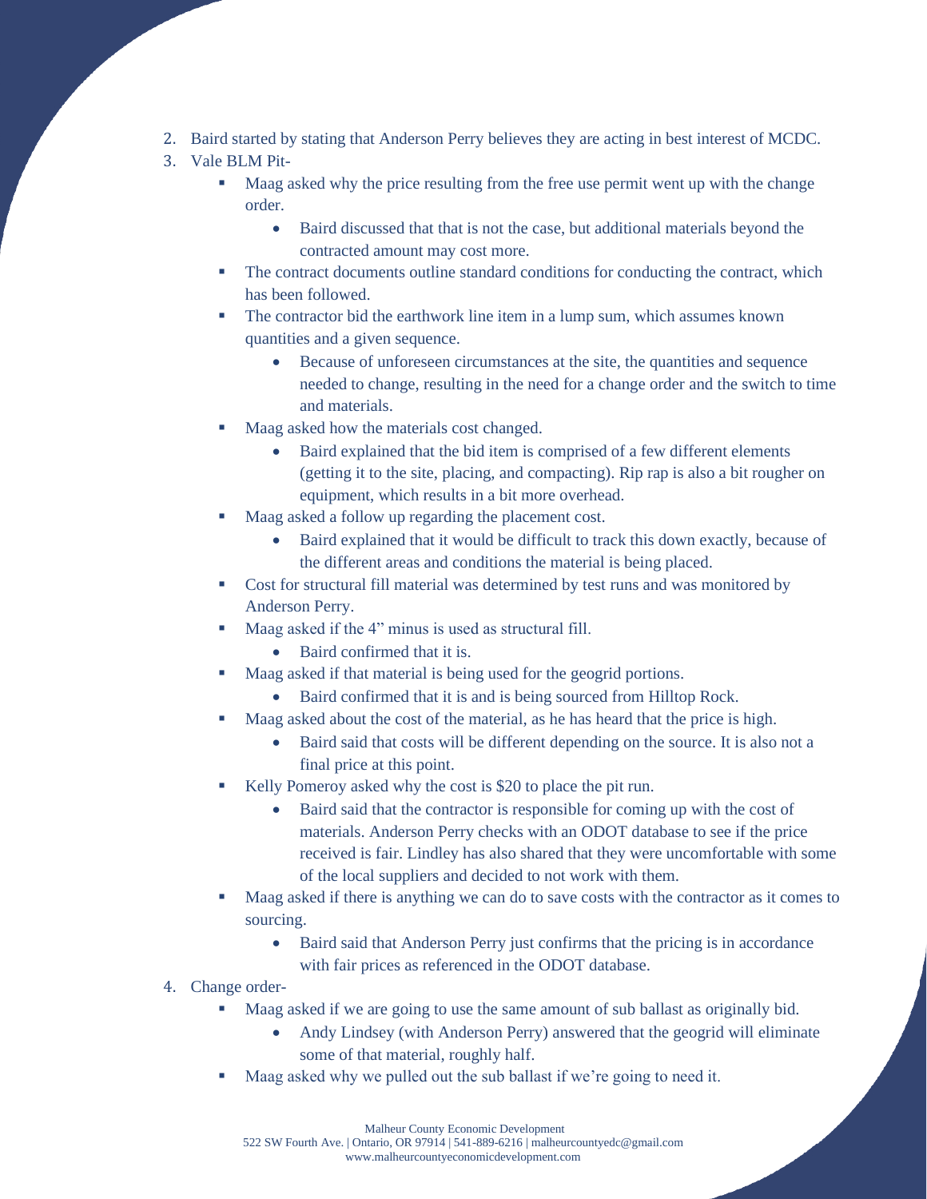2. Baird started by stating that Anderson Perry believes they are acting in best interest of MCDC.
3. Vale BLM Pit-
   - Maag asked why the price resulting from the free use permit went up with the change order.
     - Baird discussed that that is not the case, but additional materials beyond the contracted amount may cost more.
   - The contract documents outline standard conditions for conducting the contract, which has been followed.
   - The contractor bid the earthwork line item in a lump sum, which assumes known quantities and a given sequence.
     - Because of unforeseen circumstances at the site, the quantities and sequence needed to change, resulting in the need for a change order and the switch to time and materials.
   - Maag asked how the materials cost changed.
     - Baird explained that the bid item is comprised of a few different elements (getting it to the site, placing, and compacting). Rip rap is also a bit rougher on equipment, which results in a bit more overhead.
   - Maag asked a follow up regarding the placement cost.
     - Baird explained that it would be difficult to track this down exactly, because of the different areas and conditions the material is being placed.
   - Cost for structural fill material was determined by test runs and was monitored by Anderson Perry.
   - Maag asked if the 4" minus is used as structural fill.
     - Baird confirmed that it is.
   - Maag asked if that material is being used for the geogrid portions.
     - Baird confirmed that it is and is being sourced from Hilltop Rock.
   - Maag asked about the cost of the material, as he has heard that the price is high.
     - Baird said that costs will be different depending on the source. It is also not a final price at this point.
   - Kelly Pomeroy asked why the cost is $20 to place the pit run.
     - Baird said that the contractor is responsible for coming up with the cost of materials. Anderson Perry checks with an ODOT database to see if the price received is fair. Lindley has also shared that they were uncomfortable with some of the local suppliers and decided to not work with them.
   - Maag asked if there is anything we can do to save costs with the contractor as it comes to sourcing.
     - Baird said that Anderson Perry just confirms that the pricing is in accordance with fair prices as referenced in the ODOT database.
4. Change order-
   - Maag asked if we are going to use the same amount of sub ballast as originally bid.
     - Andy Lindsey (with Anderson Perry) answered that the geogrid will eliminate some of that material, roughly half.
   - Maag asked why we pulled out the sub ballast if we're going to need it.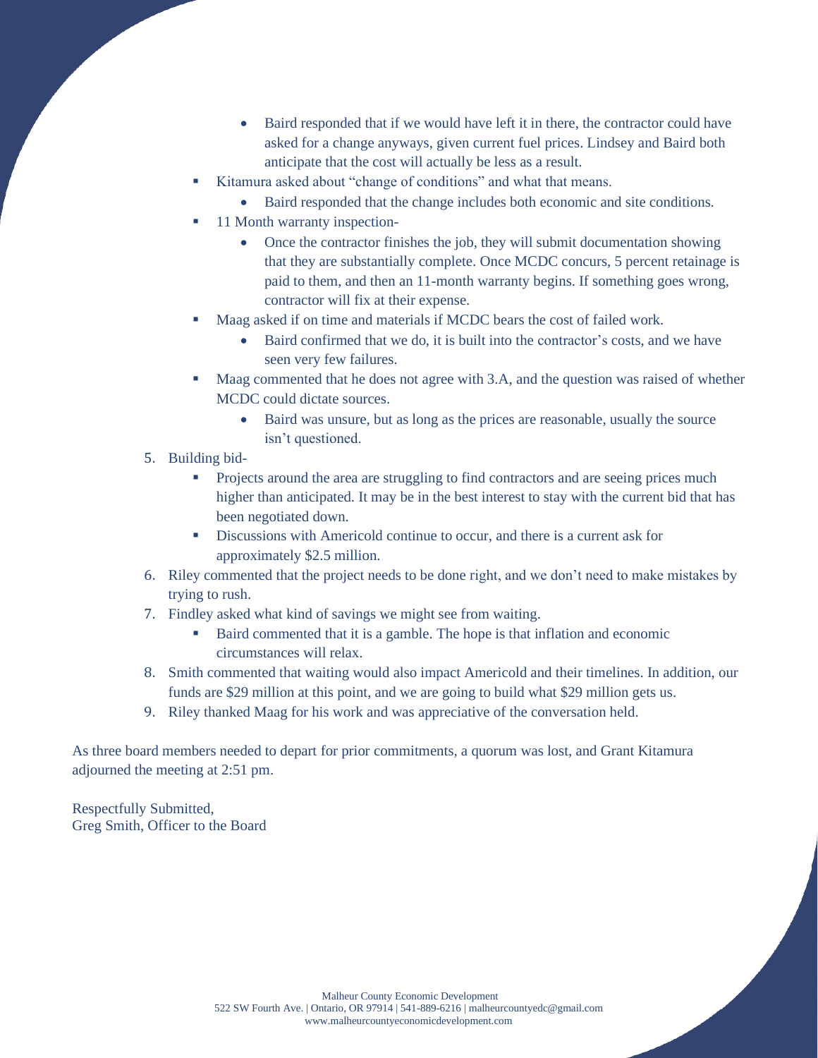- Baird responded that if we would have left it in there, the contractor could have asked for a change anyways, given current fuel prices. Lindsey and Baird both anticipate that the cost will actually be less as a result.
    - Kitamura asked about "change of conditions" and what that means.
        - Baird responded that the change includes both economic and site conditions.
    - 11 Month warranty inspection-
        - Once the contractor finishes the job, they will submit documentation showing that they are substantially complete. Once MCDC concurs, 5 percent retainage is paid to them, and then an 11-month warranty begins. If something goes wrong, contractor will fix at their expense.
    - Maag asked if on time and materials if MCDC bears the cost of failed work.
        - Baird confirmed that we do, it is built into the contractor's costs, and we have seen very few failures.
    - Maag commented that he does not agree with 3.A, and the question was raised of whether MCDC could dictate sources.
        - Baird was unsure, but as long as the prices are reasonable, usually the source isn't questioned.
5. Building bid-
    - Projects around the area are struggling to find contractors and are seeing prices much higher than anticipated. It may be in the best interest to stay with the current bid that has been negotiated down.
    - Discussions with Americold continue to occur, and there is a current ask for approximately $2.5 million.
6. Riley commented that the project needs to be done right, and we don't need to make mistakes by trying to rush.
7. Findley asked what kind of savings we might see from waiting.
    - Baird commented that it is a gamble. The hope is that inflation and economic circumstances will relax.
8. Smith commented that waiting would also impact Americold and their timelines. In addition, our funds are $29 million at this point, and we are going to build what $29 million gets us.
9. Riley thanked Maag for his work and was appreciative of the conversation held.

As three board members needed to depart for prior commitments, a quorum was lost, and Grant Kitamura adjourned the meeting at 2:51 pm.

Respectfully Submitted,
Greg Smith, Officer to the Board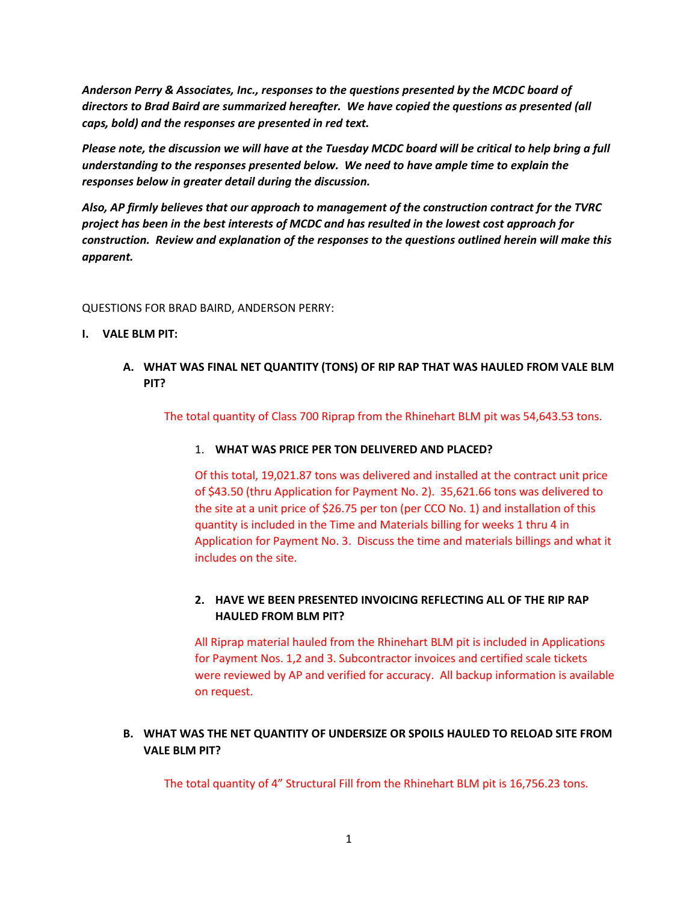***Anderson Perry & Associates, Inc., responses to the questions presented by the MCDC board of directors to Brad Baird are summarized hereafter. We have copied the questions as presented (all caps, bold) and the responses are presented in red text.***

***Please note, the discussion we will have at the Tuesday MCDC board will be critical to help bring a full understanding to the responses presented below. We need to have ample time to explain the responses below in greater detail during the discussion.***

***Also, AP firmly believes that our approach to management of the construction contract for the TVRC project has been in the best interests of MCDC and has resulted in the lowest cost approach for construction. Review and explanation of the responses to the questions outlined herein will make this apparent.***

QUESTIONS FOR BRAD BAIRD, ANDERSON PERRY:

**I. VALE BLM PIT:**

**A. WHAT WAS FINAL NET QUANTITY (TONS) OF RIP RAP THAT WAS HAULED FROM VALE BLM PIT?**

The total quantity of Class 700 Riprap from the Rhinehart BLM pit was 54,643.53 tons.

1. **WHAT WAS PRICE PER TON DELIVERED AND PLACED?**

   Of this total, 19,021.87 tons was delivered and installed at the contract unit price of $43.50 (thru Application for Payment No. 2). 35,621.66 tons was delivered to the site at a unit price of $26.75 per ton (per CCO No. 1) and installation of this quantity is included in the Time and Materials billing for weeks 1 thru 4 in Application for Payment No. 3. Discuss the time and materials billings and what it includes on the site.

2. **HAVE WE BEEN PRESENTED INVOICING REFLECTING ALL OF THE RIP RAP HAULED FROM BLM PIT?**

   All Riprap material hauled from the Rhinehart BLM pit is included in Applications for Payment Nos. 1,2 and 3. Subcontractor invoices and certified scale tickets were reviewed by AP and verified for accuracy. All backup information is available on request.

**B. WHAT WAS THE NET QUANTITY OF UNDERSIZE OR SPOILS HAULED TO RELOAD SITE FROM VALE BLM PIT?**

The total quantity of 4" Structural Fill from the Rhinehart BLM pit is 16,756.23 tons.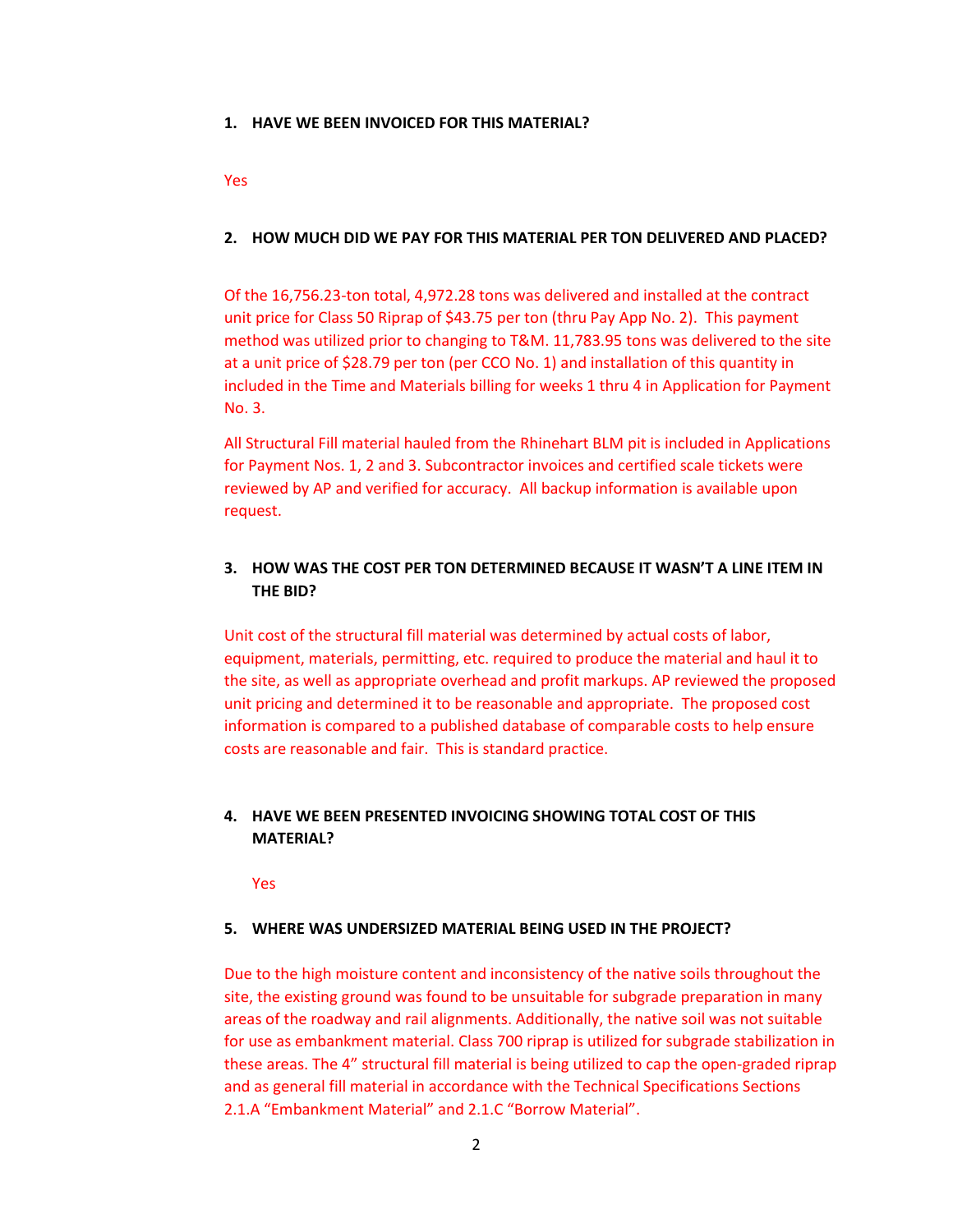1. **HAVE WE BEEN INVOICED FOR THIS MATERIAL?**

Yes

2. **HOW MUCH DID WE PAY FOR THIS MATERIAL PER TON DELIVERED AND PLACED?**

Of the 16,756.23-ton total, 4,972.28 tons was delivered and installed at the contract unit price for Class 50 Riprap of $43.75 per ton (thru Pay App No. 2). This payment method was utilized prior to changing to T&M. 11,783.95 tons was delivered to the site at a unit price of $28.79 per ton (per CCO No. 1) and installation of this quantity in included in the Time and Materials billing for weeks 1 thru 4 in Application for Payment No. 3.

All Structural Fill material hauled from the Rhinehart BLM pit is included in Applications for Payment Nos. 1, 2 and 3. Subcontractor invoices and certified scale tickets were reviewed by AP and verified for accuracy. All backup information is available upon request.

3. **HOW WAS THE COST PER TON DETERMINED BECAUSE IT WASN'T A LINE ITEM IN THE BID?**

Unit cost of the structural fill material was determined by actual costs of labor, equipment, materials, permitting, etc. required to produce the material and haul it to the site, as well as appropriate overhead and profit markups. AP reviewed the proposed unit pricing and determined it to be reasonable and appropriate. The proposed cost information is compared to a published database of comparable costs to help ensure costs are reasonable and fair. This is standard practice.

4. **HAVE WE BEEN PRESENTED INVOICING SHOWING TOTAL COST OF THIS MATERIAL?**

Yes

5. **WHERE WAS UNDERSIZED MATERIAL BEING USED IN THE PROJECT?**

Due to the high moisture content and inconsistency of the native soils throughout the site, the existing ground was found to be unsuitable for subgrade preparation in many areas of the roadway and rail alignments. Additionally, the native soil was not suitable for use as embankment material. Class 700 riprap is utilized for subgrade stabilization in these areas. The 4" structural fill material is being utilized to cap the open-graded riprap and as general fill material in accordance with the Technical Specifications Sections 2.1.A "Embankment Material" and 2.1.C "Borrow Material".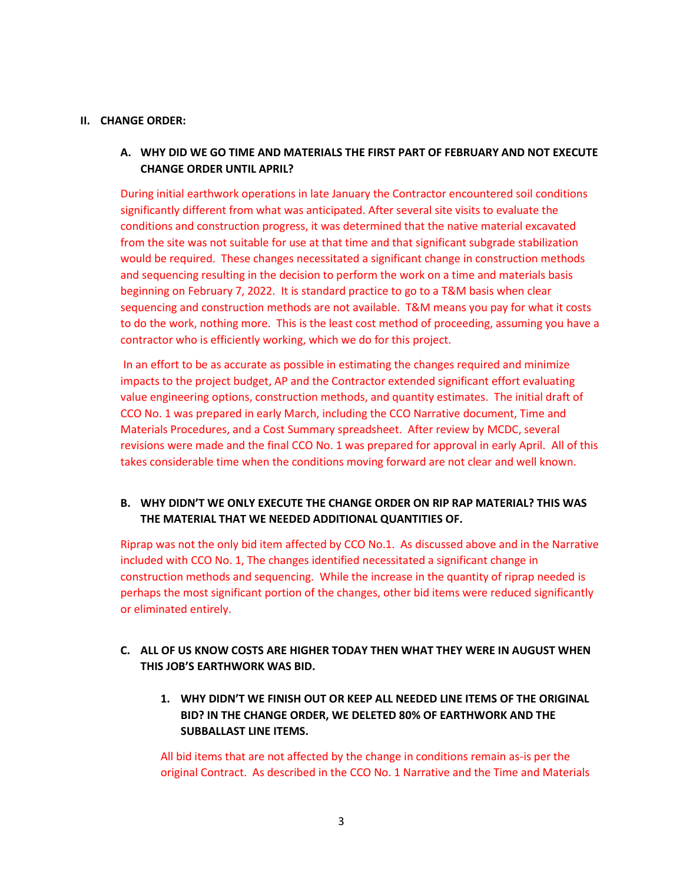## II. CHANGE ORDER:

### A. WHY DID WE GO TIME AND MATERIALS THE FIRST PART OF FEBRUARY AND NOT EXECUTE CHANGE ORDER UNTIL APRIL?

During initial earthwork operations in late January the Contractor encountered soil conditions significantly different from what was anticipated. After several site visits to evaluate the conditions and construction progress, it was determined that the native material excavated from the site was not suitable for use at that time and that significant subgrade stabilization would be required. These changes necessitated a significant change in construction methods and sequencing resulting in the decision to perform the work on a time and materials basis beginning on February 7, 2022. It is standard practice to go to a T&M basis when clear sequencing and construction methods are not available. T&M means you pay for what it costs to do the work, nothing more. This is the least cost method of proceeding, assuming you have a contractor who is efficiently working, which we do for this project.

In an effort to be as accurate as possible in estimating the changes required and minimize impacts to the project budget, AP and the Contractor extended significant effort evaluating value engineering options, construction methods, and quantity estimates. The initial draft of CCO No. 1 was prepared in early March, including the CCO Narrative document, Time and Materials Procedures, and a Cost Summary spreadsheet. After review by MCDC, several revisions were made and the final CCO No. 1 was prepared for approval in early April. All of this takes considerable time when the conditions moving forward are not clear and well known.

### B. WHY DIDN'T WE ONLY EXECUTE THE CHANGE ORDER ON RIP RAP MATERIAL? THIS WAS THE MATERIAL THAT WE NEEDED ADDITIONAL QUANTITIES OF.

Riprap was not the only bid item affected by CCO No.1. As discussed above and in the Narrative included with CCO No. 1, The changes identified necessitated a significant change in construction methods and sequencing. While the increase in the quantity of riprap needed is perhaps the most significant portion of the changes, other bid items were reduced significantly or eliminated entirely.

### C. ALL OF US KNOW COSTS ARE HIGHER TODAY THEN WHAT THEY WERE IN AUGUST WHEN THIS JOB'S EARTHWORK WAS BID.

#### 1. WHY DIDN'T WE FINISH OUT OR KEEP ALL NEEDED LINE ITEMS OF THE ORIGINAL BID? IN THE CHANGE ORDER, WE DELETED 80% OF EARTHWORK AND THE SUBBALLAST LINE ITEMS.

All bid items that are not affected by the change in conditions remain as-is per the original Contract. As described in the CCO No. 1 Narrative and the Time and Materials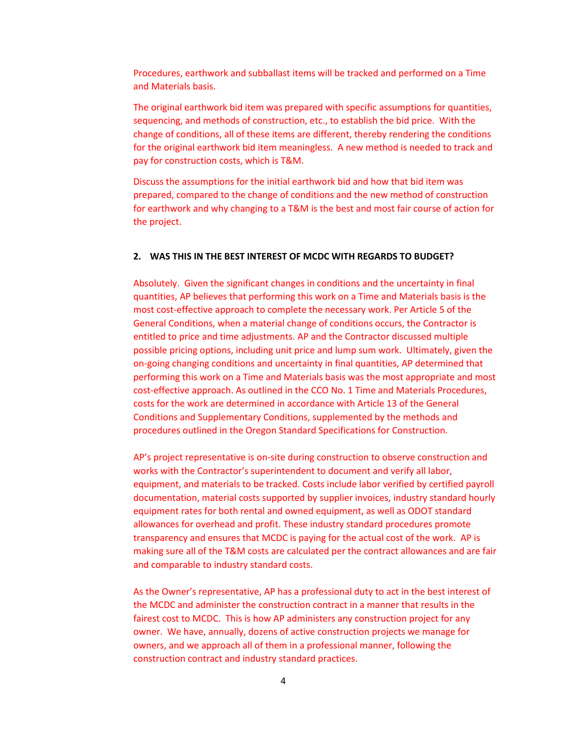Procedures, earthwork and subballast items will be tracked and performed on a Time and Materials basis.

The original earthwork bid item was prepared with specific assumptions for quantities, sequencing, and methods of construction, etc., to establish the bid price. With the change of conditions, all of these items are different, thereby rendering the conditions for the original earthwork bid item meaningless. A new method is needed to track and pay for construction costs, which is T&M.

Discuss the assumptions for the initial earthwork bid and how that bid item was prepared, compared to the change of conditions and the new method of construction for earthwork and why changing to a T&M is the best and most fair course of action for the project.

## 2. WAS THIS IN THE BEST INTEREST OF MCDC WITH REGARDS TO BUDGET?

Absolutely. Given the significant changes in conditions and the uncertainty in final quantities, AP believes that performing this work on a Time and Materials basis is the most cost-effective approach to complete the necessary work. Per Article 5 of the General Conditions, when a material change of conditions occurs, the Contractor is entitled to price and time adjustments. AP and the Contractor discussed multiple possible pricing options, including unit price and lump sum work. Ultimately, given the on-going changing conditions and uncertainty in final quantities, AP determined that performing this work on a Time and Materials basis was the most appropriate and most cost-effective approach. As outlined in the CCO No. 1 Time and Materials Procedures, costs for the work are determined in accordance with Article 13 of the General Conditions and Supplementary Conditions, supplemented by the methods and procedures outlined in the Oregon Standard Specifications for Construction.

AP's project representative is on-site during construction to observe construction and works with the Contractor's superintendent to document and verify all labor, equipment, and materials to be tracked. Costs include labor verified by certified payroll documentation, material costs supported by supplier invoices, industry standard hourly equipment rates for both rental and owned equipment, as well as ODOT standard allowances for overhead and profit. These industry standard procedures promote transparency and ensures that MCDC is paying for the actual cost of the work. AP is making sure all of the T&M costs are calculated per the contract allowances and are fair and comparable to industry standard costs.

As the Owner's representative, AP has a professional duty to act in the best interest of the MCDC and administer the construction contract in a manner that results in the fairest cost to MCDC. This is how AP administers any construction project for any owner. We have, annually, dozens of active construction projects we manage for owners, and we approach all of them in a professional manner, following the construction contract and industry standard practices.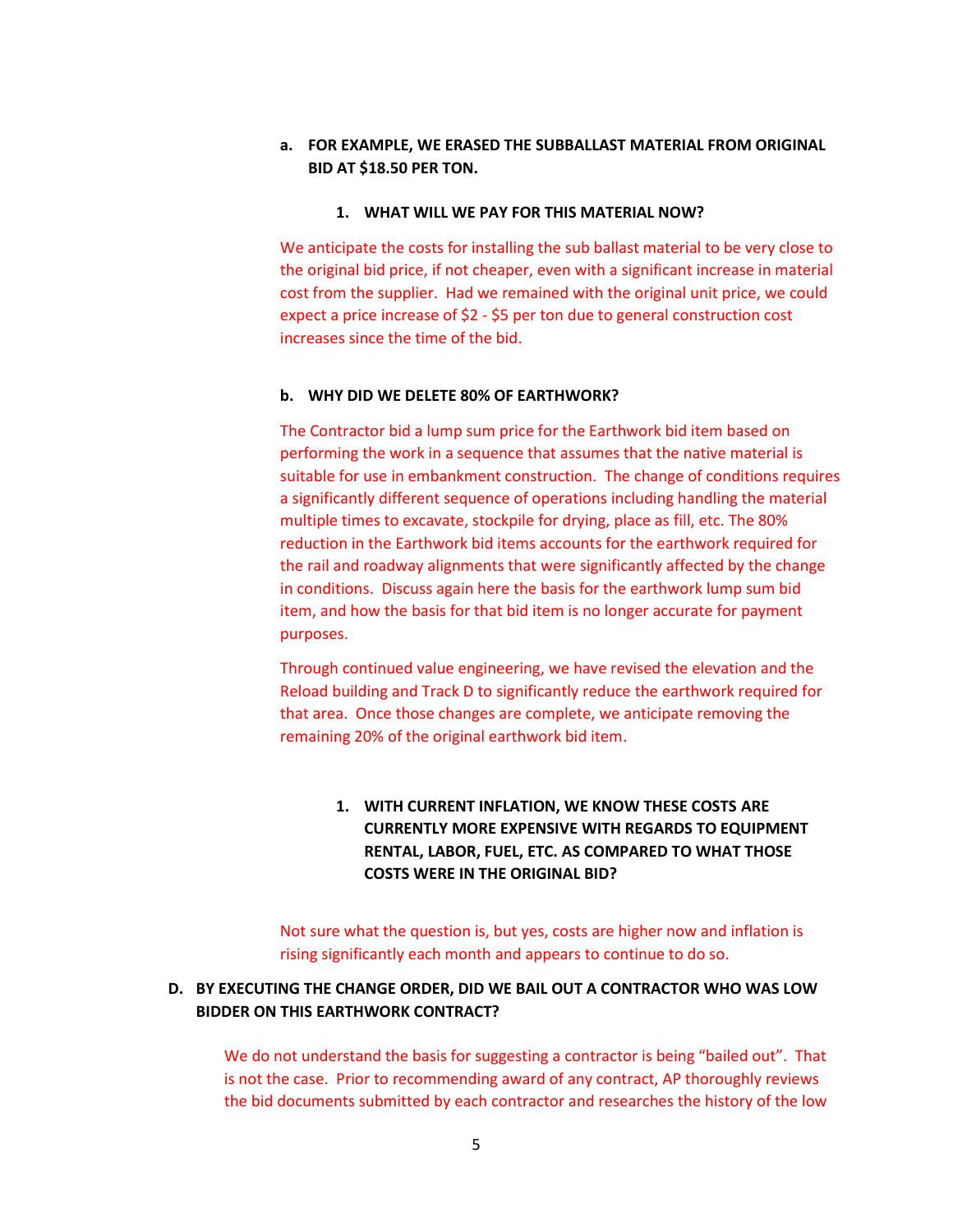a. **FOR EXAMPLE, WE ERASED THE SUBBALLAST MATERIAL FROM ORIGINAL BID AT $18.50 PER TON.**

   1. **WHAT WILL WE PAY FOR THIS MATERIAL NOW?**

   We anticipate the costs for installing the sub ballast material to be very close to the original bid price, if not cheaper, even with a significant increase in material cost from the supplier. Had we remained with the original unit price, we could expect a price increase of $2 - $5 per ton due to general construction cost increases since the time of the bid.

b. **WHY DID WE DELETE 80% OF EARTHWORK?**

   The Contractor bid a lump sum price for the Earthwork bid item based on performing the work in a sequence that assumes that the native material is suitable for use in embankment construction. The change of conditions requires a significantly different sequence of operations including handling the material multiple times to excavate, stockpile for drying, place as fill, etc. The 80% reduction in the Earthwork bid items accounts for the earthwork required for the rail and roadway alignments that were significantly affected by the change in conditions. Discuss again here the basis for the earthwork lump sum bid item, and how the basis for that bid item is no longer accurate for payment purposes.

   Through continued value engineering, we have revised the elevation and the Reload building and Track D to significantly reduce the earthwork required for that area. Once those changes are complete, we anticipate removing the remaining 20% of the original earthwork bid item.

   1. **WITH CURRENT INFLATION, WE KNOW THESE COSTS ARE CURRENTLY MORE EXPENSIVE WITH REGARDS TO EQUIPMENT RENTAL, LABOR, FUEL, ETC. AS COMPARED TO WHAT THOSE COSTS WERE IN THE ORIGINAL BID?**

   Not sure what the question is, but yes, costs are higher now and inflation is rising significantly each month and appears to continue to do so.

**D. BY EXECUTING THE CHANGE ORDER, DID WE BAIL OUT A CONTRACTOR WHO WAS LOW BIDDER ON THIS EARTHWORK CONTRACT?**

We do not understand the basis for suggesting a contractor is being "bailed out". That is not the case. Prior to recommending award of any contract, AP thoroughly reviews the bid documents submitted by each contractor and researches the history of the low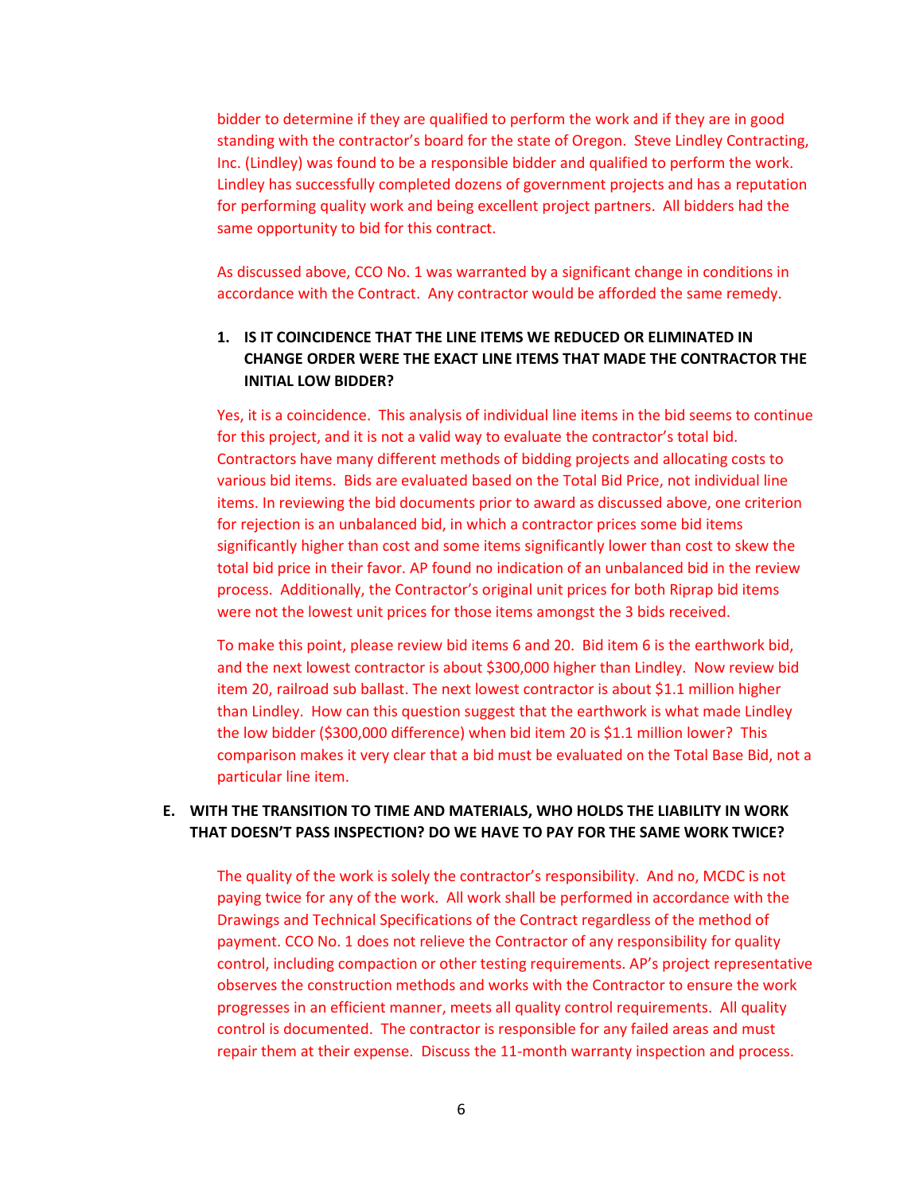bidder to determine if they are qualified to perform the work and if they are in good standing with the contractor's board for the state of Oregon. Steve Lindley Contracting, Inc. (Lindley) was found to be a responsible bidder and qualified to perform the work. Lindley has successfully completed dozens of government projects and has a reputation for performing quality work and being excellent project partners. All bidders had the same opportunity to bid for this contract.

As discussed above, CCO No. 1 was warranted by a significant change in conditions in accordance with the Contract. Any contractor would be afforded the same remedy.

1. **IS IT COINCIDENCE THAT THE LINE ITEMS WE REDUCED OR ELIMINATED IN CHANGE ORDER WERE THE EXACT LINE ITEMS THAT MADE THE CONTRACTOR THE INITIAL LOW BIDDER?**

Yes, it is a coincidence. This analysis of individual line items in the bid seems to continue for this project, and it is not a valid way to evaluate the contractor's total bid. Contractors have many different methods of bidding projects and allocating costs to various bid items. Bids are evaluated based on the Total Bid Price, not individual line items. In reviewing the bid documents prior to award as discussed above, one criterion for rejection is an unbalanced bid, in which a contractor prices some bid items significantly higher than cost and some items significantly lower than cost to skew the total bid price in their favor. AP found no indication of an unbalanced bid in the review process. Additionally, the Contractor's original unit prices for both Riprap bid items were not the lowest unit prices for those items amongst the 3 bids received.

To make this point, please review bid items 6 and 20. Bid item 6 is the earthwork bid, and the next lowest contractor is about $300,000 higher than Lindley. Now review bid item 20, railroad sub ballast. The next lowest contractor is about $1.1 million higher than Lindley. How can this question suggest that the earthwork is what made Lindley the low bidder ($300,000 difference) when bid item 20 is $1.1 million lower? This comparison makes it very clear that a bid must be evaluated on the Total Base Bid, not a particular line item.

**E. WITH THE TRANSITION TO TIME AND MATERIALS, WHO HOLDS THE LIABILITY IN WORK THAT DOESN'T PASS INSPECTION? DO WE HAVE TO PAY FOR THE SAME WORK TWICE?**

The quality of the work is solely the contractor's responsibility. And no, MCDC is not paying twice for any of the work. All work shall be performed in accordance with the Drawings and Technical Specifications of the Contract regardless of the method of payment. CCO No. 1 does not relieve the Contractor of any responsibility for quality control, including compaction or other testing requirements. AP's project representative observes the construction methods and works with the Contractor to ensure the work progresses in an efficient manner, meets all quality control requirements. All quality control is documented. The contractor is responsible for any failed areas and must repair them at their expense. Discuss the 11-month warranty inspection and process.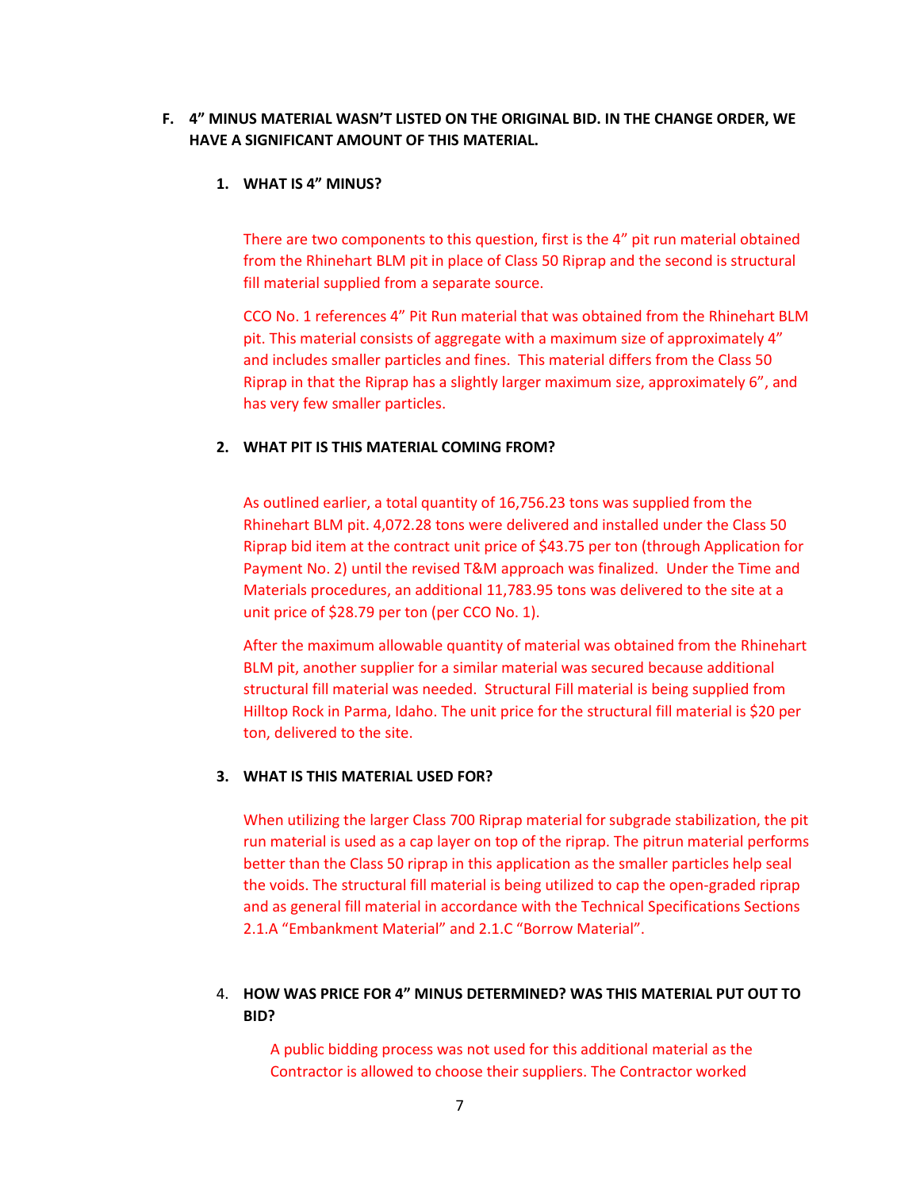**F. 4" MINUS MATERIAL WASN'T LISTED ON THE ORIGINAL BID. IN THE CHANGE ORDER, WE HAVE A SIGNIFICANT AMOUNT OF THIS MATERIAL.**

**1. WHAT IS 4" MINUS?**

There are two components to this question, first is the 4" pit run material obtained from the Rhinehart BLM pit in place of Class 50 Riprap and the second is structural fill material supplied from a separate source.

CCO No. 1 references 4" Pit Run material that was obtained from the Rhinehart BLM pit. This material consists of aggregate with a maximum size of approximately 4" and includes smaller particles and fines. This material differs from the Class 50 Riprap in that the Riprap has a slightly larger maximum size, approximately 6", and has very few smaller particles.

**2. WHAT PIT IS THIS MATERIAL COMING FROM?**

As outlined earlier, a total quantity of 16,756.23 tons was supplied from the Rhinehart BLM pit. 4,072.28 tons were delivered and installed under the Class 50 Riprap bid item at the contract unit price of $43.75 per ton (through Application for Payment No. 2) until the revised T&M approach was finalized. Under the Time and Materials procedures, an additional 11,783.95 tons was delivered to the site at a unit price of $28.79 per ton (per CCO No. 1).

After the maximum allowable quantity of material was obtained from the Rhinehart BLM pit, another supplier for a similar material was secured because additional structural fill material was needed. Structural Fill material is being supplied from Hilltop Rock in Parma, Idaho. The unit price for the structural fill material is $20 per ton, delivered to the site.

**3. WHAT IS THIS MATERIAL USED FOR?**

When utilizing the larger Class 700 Riprap material for subgrade stabilization, the pit run material is used as a cap layer on top of the riprap. The pitrun material performs better than the Class 50 riprap in this application as the smaller particles help seal the voids. The structural fill material is being utilized to cap the open-graded riprap and as general fill material in accordance with the Technical Specifications Sections 2.1.A "Embankment Material" and 2.1.C "Borrow Material".

4. **HOW WAS PRICE FOR 4" MINUS DETERMINED? WAS THIS MATERIAL PUT OUT TO BID?**

A public bidding process was not used for this additional material as the Contractor is allowed to choose their suppliers. The Contractor worked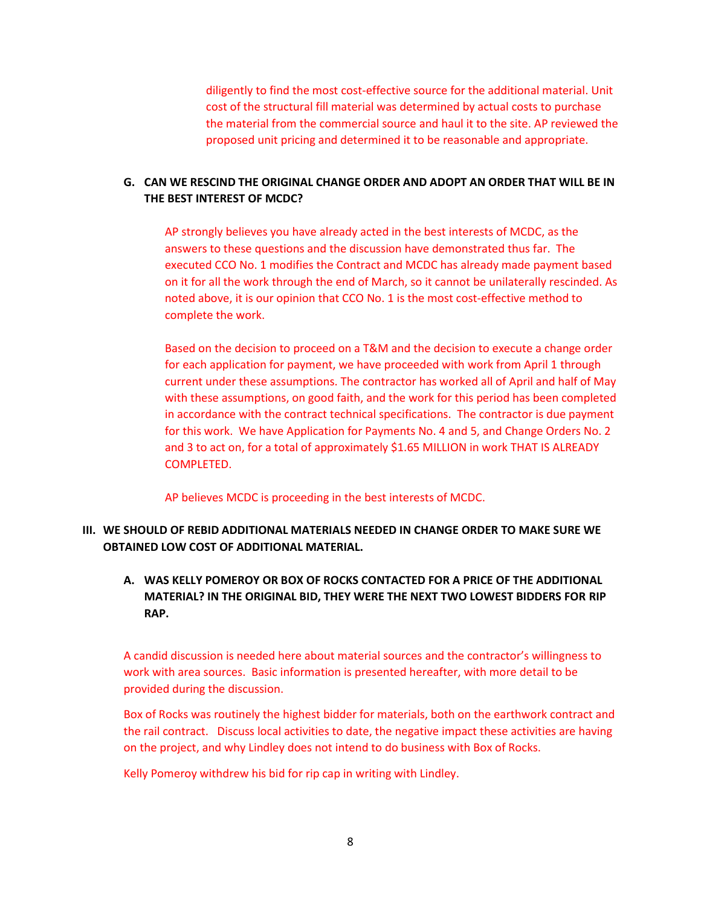diligently to find the most cost-effective source for the additional material. Unit cost of the structural fill material was determined by actual costs to purchase the material from the commercial source and haul it to the site. AP reviewed the proposed unit pricing and determined it to be reasonable and appropriate.

**G. CAN WE RESCIND THE ORIGINAL CHANGE ORDER AND ADOPT AN ORDER THAT WILL BE IN THE BEST INTEREST OF MCDC?**

AP strongly believes you have already acted in the best interests of MCDC, as the answers to these questions and the discussion have demonstrated thus far. The executed CCO No. 1 modifies the Contract and MCDC has already made payment based on it for all the work through the end of March, so it cannot be unilaterally rescinded. As noted above, it is our opinion that CCO No. 1 is the most cost-effective method to complete the work.

Based on the decision to proceed on a T&M and the decision to execute a change order for each application for payment, we have proceeded with work from April 1 through current under these assumptions. The contractor has worked all of April and half of May with these assumptions, on good faith, and the work for this period has been completed in accordance with the contract technical specifications. The contractor is due payment for this work. We have Application for Payments No. 4 and 5, and Change Orders No. 2 and 3 to act on, for a total of approximately $1.65 MILLION in work THAT IS ALREADY COMPLETED.

AP believes MCDC is proceeding in the best interests of MCDC.

**III. WE SHOULD OF REBID ADDITIONAL MATERIALS NEEDED IN CHANGE ORDER TO MAKE SURE WE OBTAINED LOW COST OF ADDITIONAL MATERIAL.**

**A. WAS KELLY POMEROY OR BOX OF ROCKS CONTACTED FOR A PRICE OF THE ADDITIONAL MATERIAL? IN THE ORIGINAL BID, THEY WERE THE NEXT TWO LOWEST BIDDERS FOR RIP RAP.**

A candid discussion is needed here about material sources and the contractor's willingness to work with area sources. Basic information is presented hereafter, with more detail to be provided during the discussion.

Box of Rocks was routinely the highest bidder for materials, both on the earthwork contract and the rail contract. Discuss local activities to date, the negative impact these activities are having on the project, and why Lindley does not intend to do business with Box of Rocks.

Kelly Pomeroy withdrew his bid for rip cap in writing with Lindley.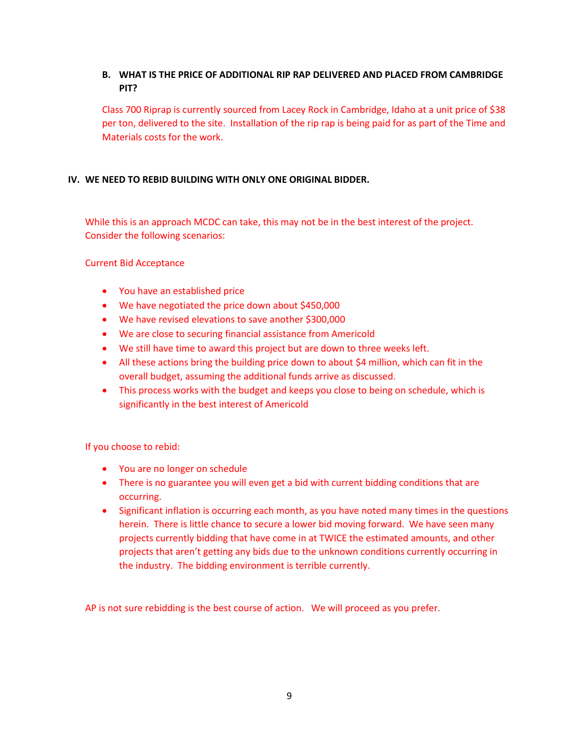**B. WHAT IS THE PRICE OF ADDITIONAL RIP RAP DELIVERED AND PLACED FROM CAMBRIDGE PIT?**

Class 700 Riprap is currently sourced from Lacey Rock in Cambridge, Idaho at a unit price of $38 per ton, delivered to the site. Installation of the rip rap is being paid for as part of the Time and Materials costs for the work.

## IV. WE NEED TO REBID BUILDING WITH ONLY ONE ORIGINAL BIDDER.

While this is an approach MCDC can take, this may not be in the best interest of the project. Consider the following scenarios:

Current Bid Acceptance

- You have an established price
- We have negotiated the price down about $450,000
- We have revised elevations to save another $300,000
- We are close to securing financial assistance from Americold
- We still have time to award this project but are down to three weeks left.
- All these actions bring the building price down to about $4 million, which can fit in the overall budget, assuming the additional funds arrive as discussed.
- This process works with the budget and keeps you close to being on schedule, which is significantly in the best interest of Americold

If you choose to rebid:

- You are no longer on schedule
- There is no guarantee you will even get a bid with current bidding conditions that are occurring.
- Significant inflation is occurring each month, as you have noted many times in the questions herein. There is little chance to secure a lower bid moving forward. We have seen many projects currently bidding that have come in at TWICE the estimated amounts, and other projects that aren't getting any bids due to the unknown conditions currently occurring in the industry. The bidding environment is terrible currently.

AP is not sure rebidding is the best course of action. We will proceed as you prefer.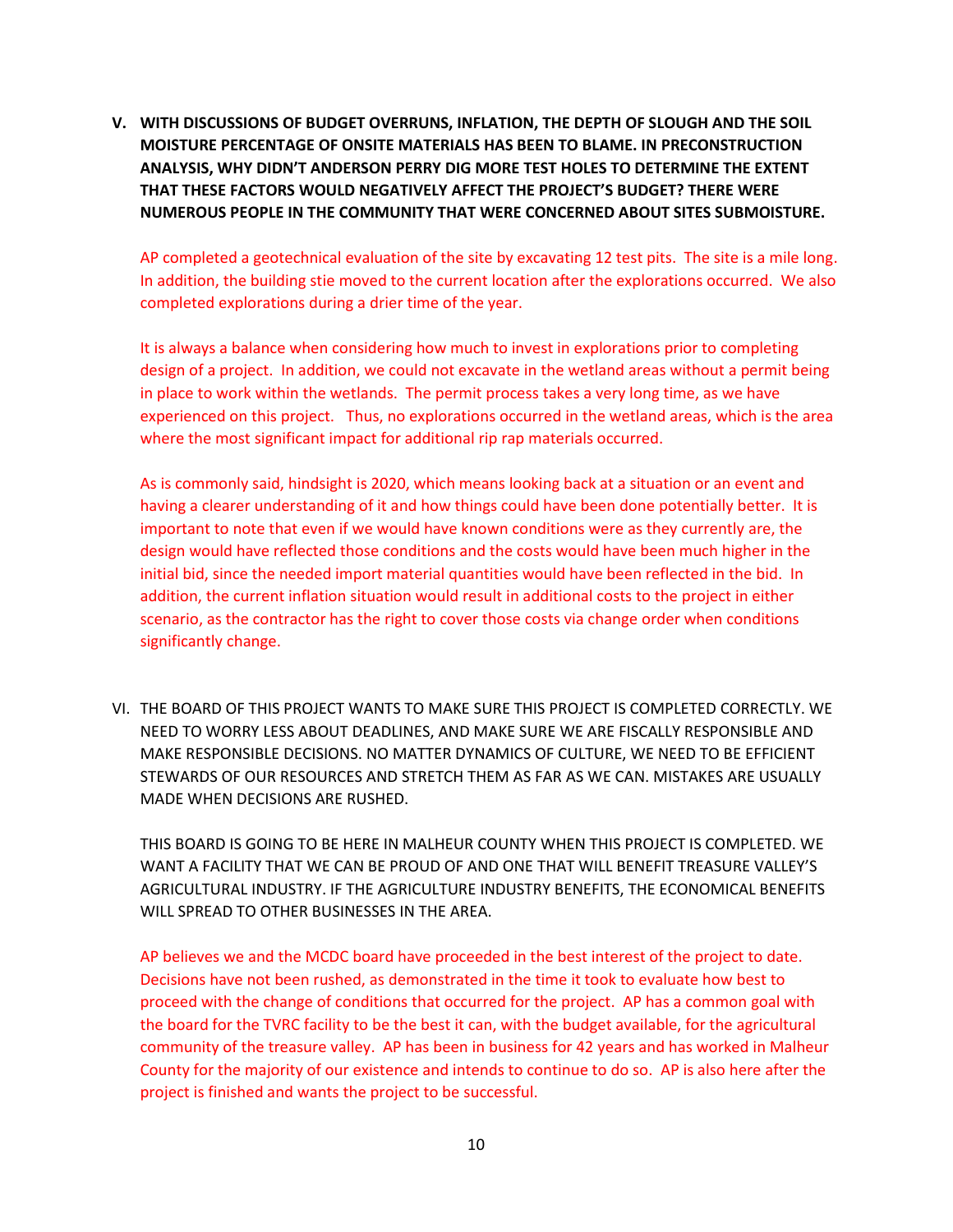**V. WITH DISCUSSIONS OF BUDGET OVERRUNS, INFLATION, THE DEPTH OF SLOUGH AND THE SOIL MOISTURE PERCENTAGE OF ONSITE MATERIALS HAS BEEN TO BLAME. IN PRECONSTRUCTION ANALYSIS, WHY DIDN'T ANDERSON PERRY DIG MORE TEST HOLES TO DETERMINE THE EXTENT THAT THESE FACTORS WOULD NEGATIVELY AFFECT THE PROJECT'S BUDGET? THERE WERE NUMEROUS PEOPLE IN THE COMMUNITY THAT WERE CONCERNED ABOUT SITES SUBMOISTURE.**

AP completed a geotechnical evaluation of the site by excavating 12 test pits. The site is a mile long. In addition, the building stie moved to the current location after the explorations occurred. We also completed explorations during a drier time of the year.

It is always a balance when considering how much to invest in explorations prior to completing design of a project. In addition, we could not excavate in the wetland areas without a permit being in place to work within the wetlands. The permit process takes a very long time, as we have experienced on this project. Thus, no explorations occurred in the wetland areas, which is the area where the most significant impact for additional rip rap materials occurred.

As is commonly said, hindsight is 2020, which means looking back at a situation or an event and having a clearer understanding of it and how things could have been done potentially better. It is important to note that even if we would have known conditions were as they currently are, the design would have reflected those conditions and the costs would have been much higher in the initial bid, since the needed import material quantities would have been reflected in the bid. In addition, the current inflation situation would result in additional costs to the project in either scenario, as the contractor has the right to cover those costs via change order when conditions significantly change.

VI. THE BOARD OF THIS PROJECT WANTS TO MAKE SURE THIS PROJECT IS COMPLETED CORRECTLY. WE NEED TO WORRY LESS ABOUT DEADLINES, AND MAKE SURE WE ARE FISCALLY RESPONSIBLE AND MAKE RESPONSIBLE DECISIONS. NO MATTER DYNAMICS OF CULTURE, WE NEED TO BE EFFICIENT STEWARDS OF OUR RESOURCES AND STRETCH THEM AS FAR AS WE CAN. MISTAKES ARE USUALLY MADE WHEN DECISIONS ARE RUSHED.

THIS BOARD IS GOING TO BE HERE IN MALHEUR COUNTY WHEN THIS PROJECT IS COMPLETED. WE WANT A FACILITY THAT WE CAN BE PROUD OF AND ONE THAT WILL BENEFIT TREASURE VALLEY'S AGRICULTURAL INDUSTRY. IF THE AGRICULTURE INDUSTRY BENEFITS, THE ECONOMICAL BENEFITS WILL SPREAD TO OTHER BUSINESSES IN THE AREA.

AP believes we and the MCDC board have proceeded in the best interest of the project to date. Decisions have not been rushed, as demonstrated in the time it took to evaluate how best to proceed with the change of conditions that occurred for the project. AP has a common goal with the board for the TVRC facility to be the best it can, with the budget available, for the agricultural community of the treasure valley. AP has been in business for 42 years and has worked in Malheur County for the majority of our existence and intends to continue to do so. AP is also here after the project is finished and wants the project to be successful.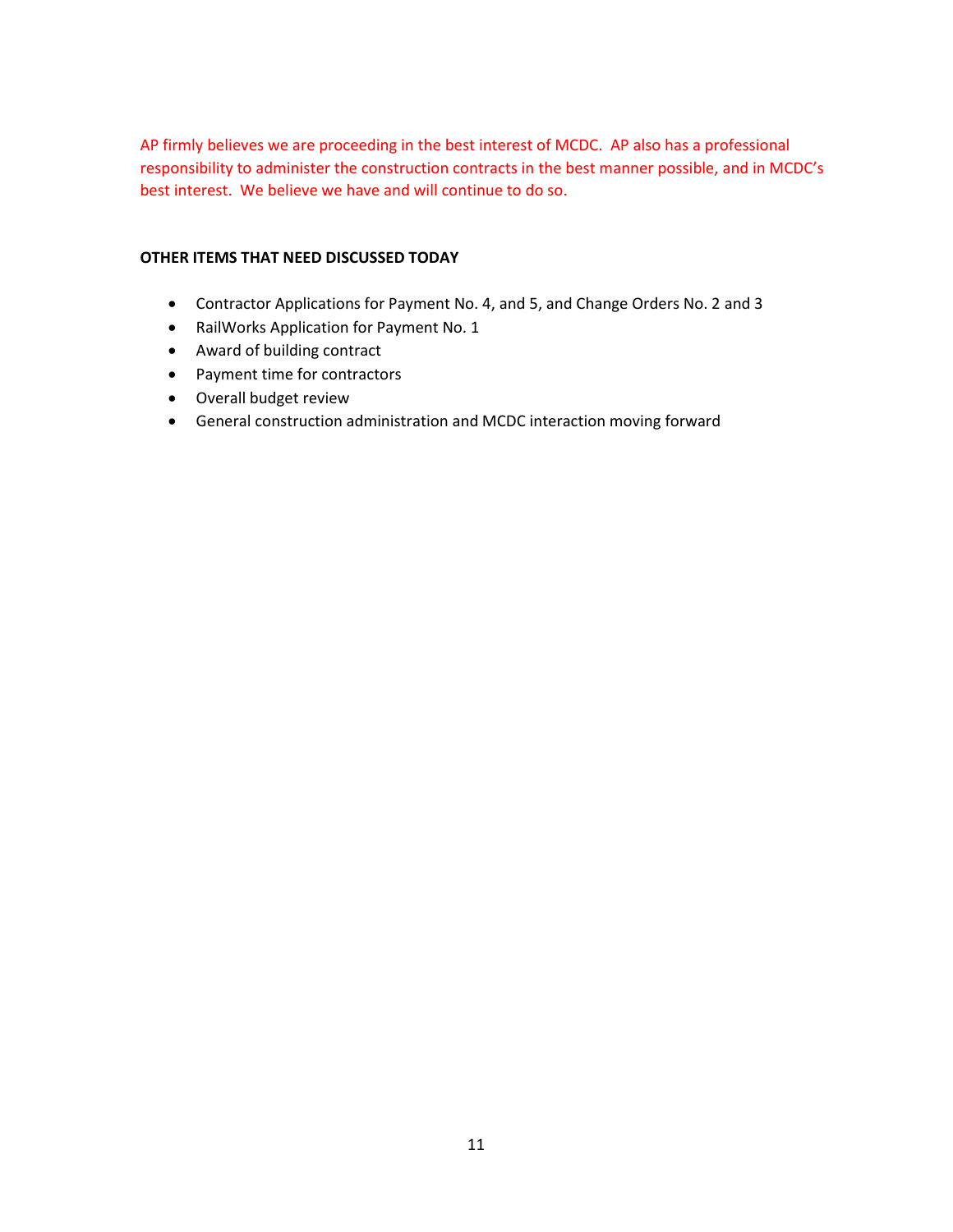AP firmly believes we are proceeding in the best interest of MCDC. AP also has a professional responsibility to administer the construction contracts in the best manner possible, and in MCDC's best interest. We believe we have and will continue to do so.

**OTHER ITEMS THAT NEED DISCUSSED TODAY**

- Contractor Applications for Payment No. 4, and 5, and Change Orders No. 2 and 3
- RailWorks Application for Payment No. 1
- Award of building contract
- Payment time for contractors
- Overall budget review
- General construction administration and MCDC interaction moving forward